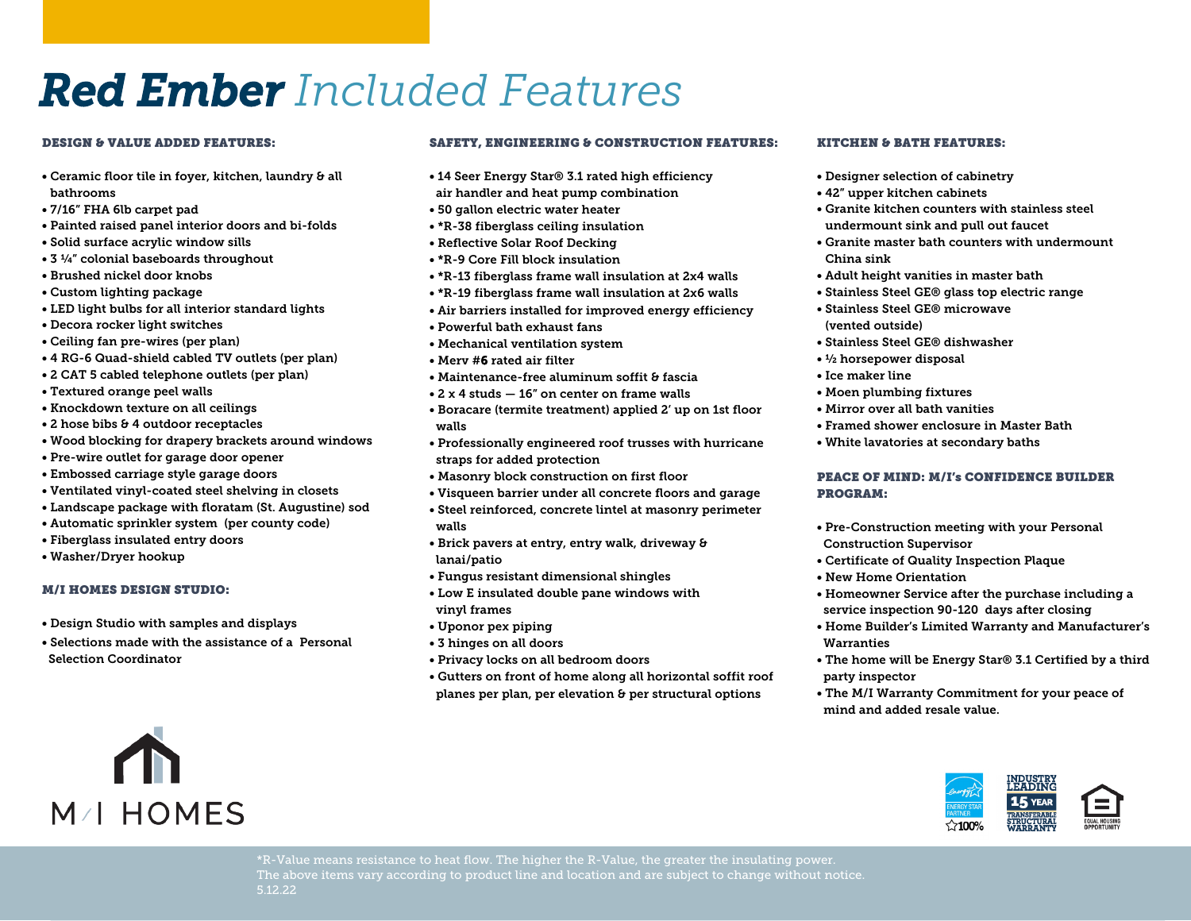# ***Red Ember*** *Included Features*

### DESIGN & VALUE ADDED FEATURES:

- Ceramic floor tile in foyer, kitchen, laundry & all bathrooms
- 7/16" FHA 6lb carpet pad
- Painted raised panel interior doors and bi-folds
- Solid surface acrylic window sills
- 3 ¼" colonial baseboards throughout
- Brushed nickel door knobs
- Custom lighting package
- LED light bulbs for all interior standard lights
- Decora rocker light switches
- Ceiling fan pre-wires (per plan)
- 4 RG-6 Quad-shield cabled TV outlets (per plan)
- 2 CAT 5 cabled telephone outlets (per plan)
- Textured orange peel walls
- Knockdown texture on all ceilings
- 2 hose bibs & 4 outdoor receptacles
- Wood blocking for drapery brackets around windows
- Pre-wire outlet for garage door opener
- Embossed carriage style garage doors
- Ventilated vinyl-coated steel shelving in closets
- Landscape package with floratam (St. Augustine) sod
- Automatic sprinkler system (per county code)
- Fiberglass insulated entry doors
- Washer/Dryer hookup

### M/I HOMES DESIGN STUDIO:

- Design Studio with samples and displays
- Selections made with the assistance of a Personal Selection Coordinator

### SAFETY, ENGINEERING & CONSTRUCTION FEATURES:

- 14 Seer Energy Star® 3.1 rated high efficiency air handler and heat pump combination
- 50 gallon electric water heater
- *R-38 fiberglass ceiling insulation
- Reflective Solar Roof Decking
- *R-9 Core Fill block insulation
- *R-13 fiberglass frame wall insulation at 2x4 walls
- *R-19 fiberglass frame wall insulation at 2x6 walls
- Air barriers installed for improved energy efficiency
- Powerful bath exhaust fans
- Mechanical ventilation system
- Merv #6 rated air filter
- Maintenance-free aluminum soffit & fascia
- 2 x 4 studs — 16" on center on frame walls
- Boracare (termite treatment) applied 2' up on 1st floor walls
- Professionally engineered roof trusses with hurricane straps for added protection
- Masonry block construction on first floor
- Visqueen barrier under all concrete floors and garage
- Steel reinforced, concrete lintel at masonry perimeter walls
- Brick pavers at entry, entry walk, driveway & lanai/patio
- Fungus resistant dimensional shingles
- Low E insulated double pane windows with vinyl frames
- Uponor pex piping
- 3 hinges on all doors
- Privacy locks on all bedroom doors
- Gutters on front of home along all horizontal soffit roof planes per plan, per elevation & per structural options

### KITCHEN & BATH FEATURES:

- Designer selection of cabinetry
- 42" upper kitchen cabinets
- Granite kitchen counters with stainless steel undermount sink and pull out faucet
- Granite master bath counters with undermount China sink
- Adult height vanities in master bath
- Stainless Steel GE® glass top electric range
- Stainless Steel GE® microwave (vented outside)
- Stainless Steel GE® dishwasher
- ½ horsepower disposal
- Ice maker line
- Moen plumbing fixtures
- Mirror over all bath vanities
- Framed shower enclosure in Master Bath
- White lavatories at secondary baths

### PEACE OF MIND: M/I's CONFIDENCE BUILDER PROGRAM:

- Pre-Construction meeting with your Personal Construction Supervisor
- Certificate of Quality Inspection Plaque
- New Home Orientation
- Homeowner Service after the purchase including a service inspection 90-120 days after closing
- Home Builder's Limited Warranty and Manufacturer's Warranties
- The home will be Energy Star® 3.1 Certified by a third party inspector
- The M/I Warranty Commitment for your peace of mind and added resale value.

M/I HOMES

ENERGY STAR PARTNER ☆100% | INDUSTRY LEADING 15 YEAR TRANSFERABLE STRUCTURAL WARRANTY | EQUAL HOUSING OPPORTUNITY

*R-Value means resistance to heat flow. The higher the R-Value, the greater the insulating power.
The above items vary according to product line and location and are subject to change without notice.
5.12.22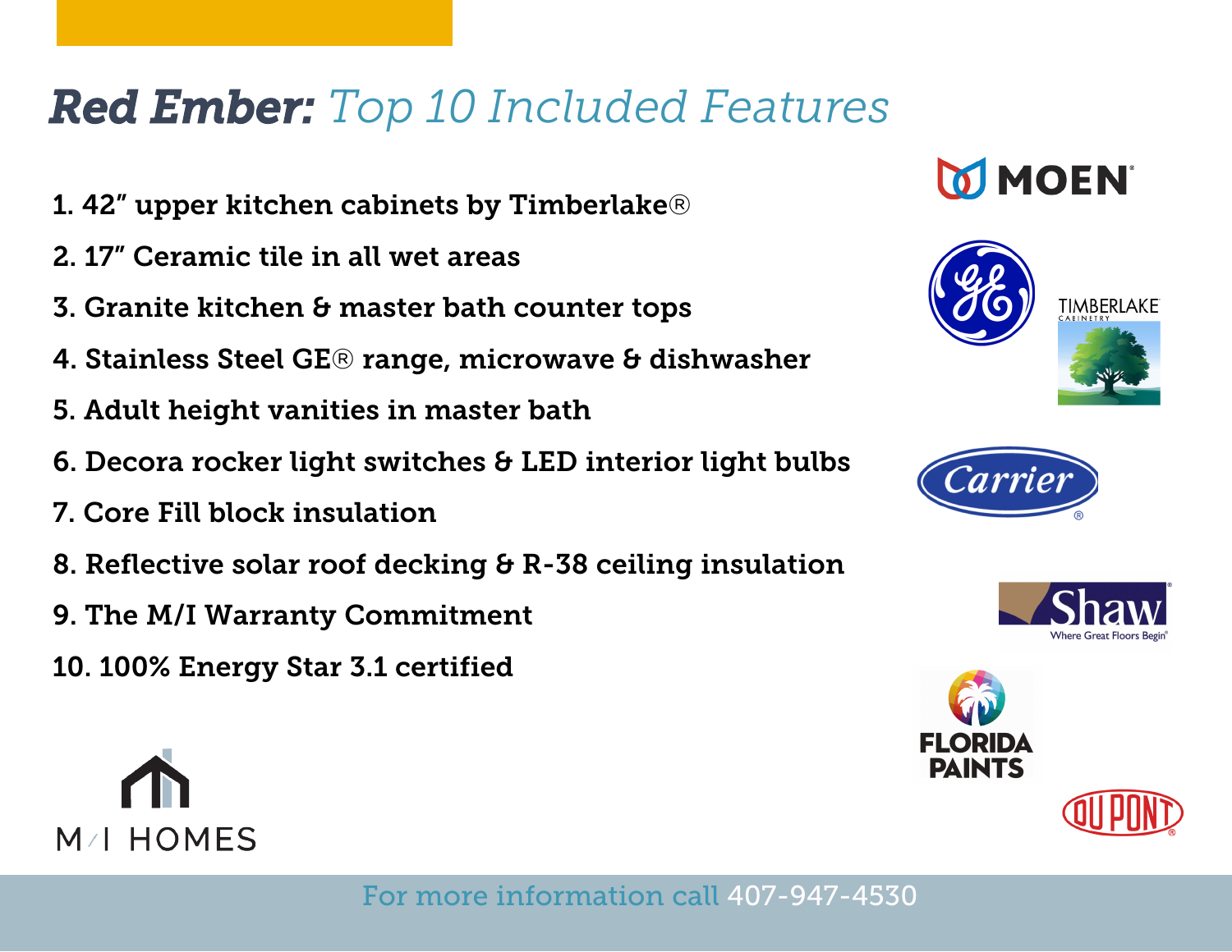# ***Red Ember:*** *Top 10 Included Features*

1. 42" upper kitchen cabinets by Timberlake®
2. 17" Ceramic tile in all wet areas
3. Granite kitchen & master bath counter tops
4. Stainless Steel GE® range, microwave & dishwasher
5. Adult height vanities in master bath
6. Decora rocker light switches & LED interior light bulbs
7. Core Fill block insulation
8. Reflective solar roof decking & R-38 ceiling insulation
9. The M/I Warranty Commitment
10. 100% Energy Star 3.1 certified

MOEN

TIMBERLAKE CABINETRY

Carrier

Shaw Where Great Floors Begin

FLORIDA PAINTS

DUPONT

M/I HOMES

For more information call 407-947-4530